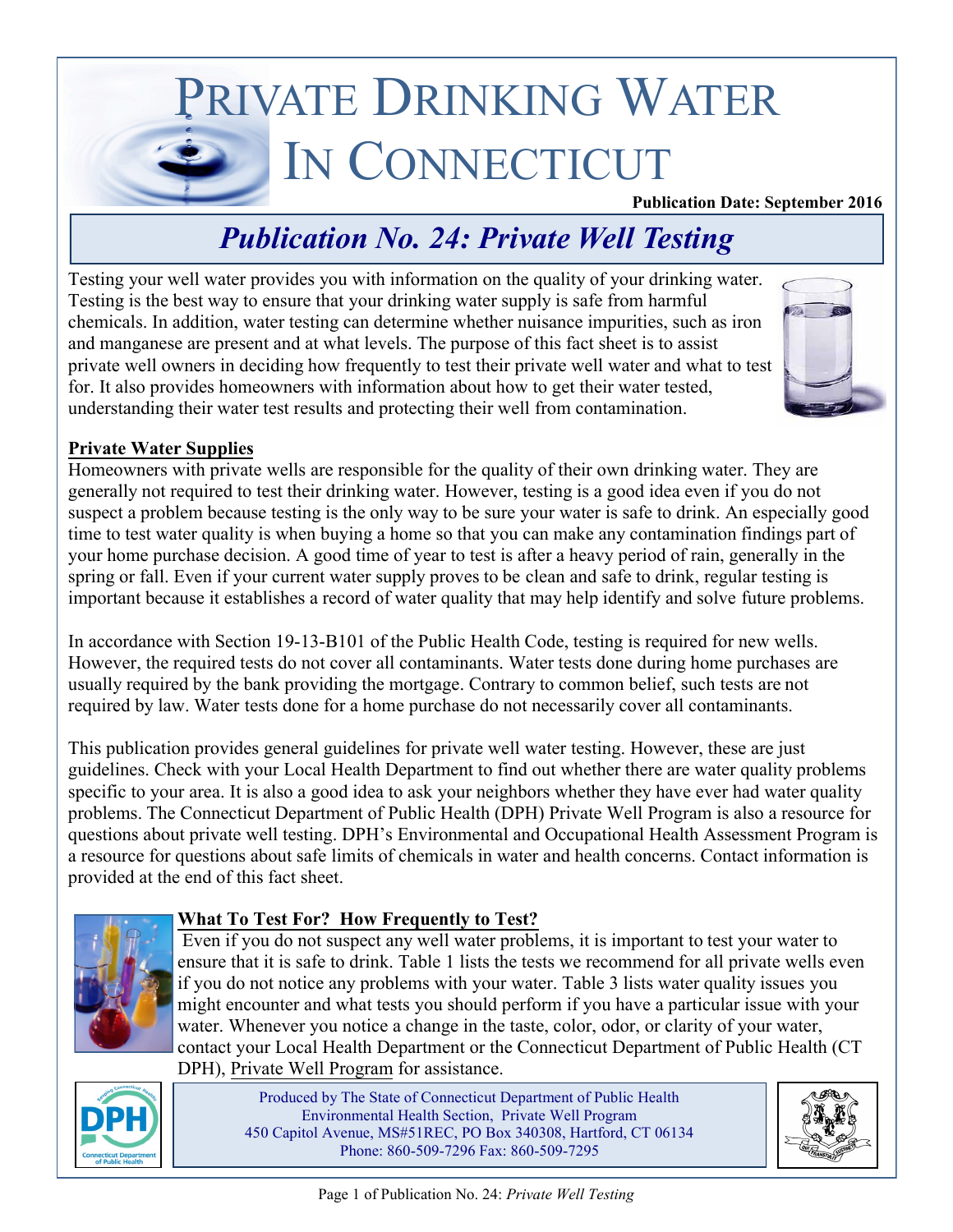# PRIVATE DRINKING WATER IN CONNECTICUT

**Publication Date: September 2016**

## *Publication No. 24: Private Well Testing*

Testing your well water provides you with information on the quality of your drinking water. Testing is the best way to ensure that your drinking water supply is safe from harmful chemicals. In addition, water testing can determine whether nuisance impurities, such as iron and manganese are present and at what levels. The purpose of this fact sheet is to assist private well owners in deciding how frequently to test their private well water and what to test for. It also provides homeowners with information about how to get their water tested, understanding their water test results and protecting their well from contamination.

### Private Water Supplies

Homeowners with private wells are responsible for the quality of their own drinking water. They are generally not required to test their drinking water. However, testing is a good idea even if you do not suspect a problem because testing is the only way to be sure your water is safe to drink. An especially good time to test water quality is when buying a home so that you can make any contamination findings part of your home purchase decision. A good time of year to test is after a heavy period of rain, generally in the spring or fall. Even if your current water supply proves to be clean and safe to drink, regular testing is important because it establishes a record of water quality that may help identify and solve future problems.

In accordance with Section 19-13-B101 of the Public Health Code, testing is required for new wells. However, the required tests do not cover all contaminants. Water tests done during home purchases are usually required by the bank providing the mortgage. Contrary to common belief, such tests are not required by law. Water tests done for a home purchase do not necessarily cover all contaminants.

This publication provides general guidelines for private well water testing. However, these are just guidelines. Check with your Local Health Department to find out whether there are water quality problems specific to your area. It is also a good idea to ask your neighbors whether they have ever had water quality problems. The Connecticut Department of Public Health (DPH) Private Well Program is also a resource for questions about private well testing. DPH's Environmental and Occupational Health Assessment Program is a resource for questions about safe limits of chemicals in water and health concerns. Contact information is provided at the end of this fact sheet.

### What To Test For? How Frequently to Test?

Even if you do not suspect any well water problems, it is important to test your water to ensure that it is safe to drink. Table 1 lists the tests we recommend for all private wells even if you do not notice any problems with your water. Table 3 lists water quality issues you might encounter and what tests you should perform if you have a particular issue with your water. Whenever you notice a change in the taste, color, odor, or clarity of your water, contact your Local Health Department or the Connecticut Department of Public Health (CT DPH), Private Well Program for assistance.

Produced by The State of Connecticut Department of Public Health
Environmental Health Section, Private Well Program
450 Capitol Avenue, MS#51REC, PO Box 340308, Hartford, CT 06134
Phone: 860-509-7296 Fax: 860-509-7295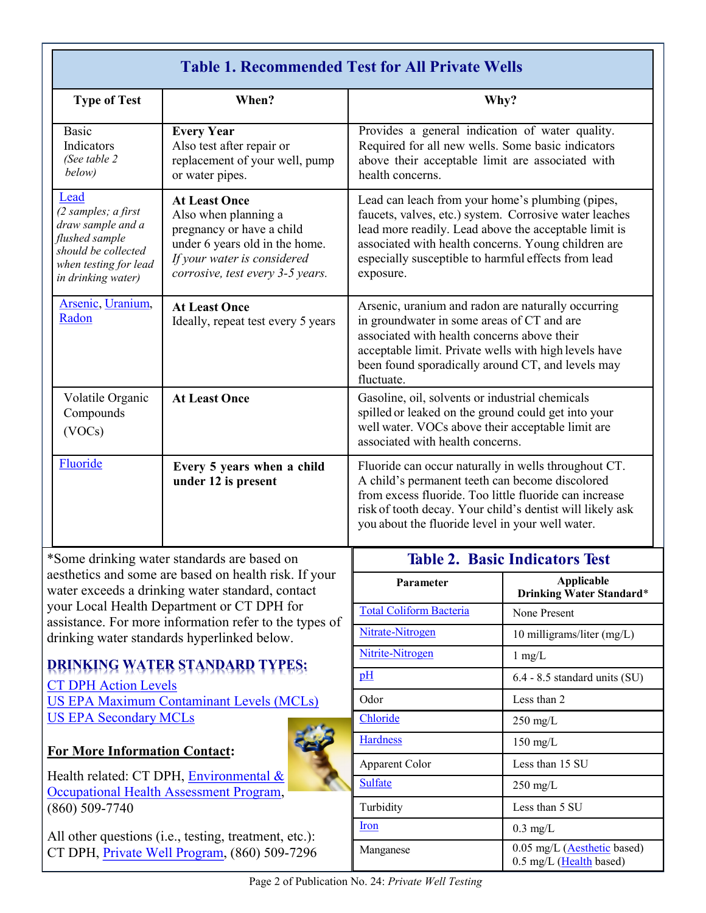## Table 1. Recommended Test for All Private Wells

| Type of Test | When? | Why? |
| --- | --- | --- |
| Basic Indicators *(See table 2 below)* | **Every Year** Also test after repair or replacement of your well, pump or water pipes. | Provides a general indication of water quality. Required for all new wells. Some basic indicators above their acceptable limit are associated with health concerns. |
| Lead *(2 samples; a first draw sample and a flushed sample should be collected when testing for lead in drinking water)* | **At Least Once** Also when planning a pregnancy or have a child under 6 years old in the home. *If your water is considered corrosive, test every 3-5 years.* | Lead can leach from your home's plumbing (pipes, faucets, valves, etc.) system. Corrosive water leaches lead more readily. Lead above the acceptable limit is associated with health concerns. Young children are especially susceptible to harmful effects from lead exposure. |
| Arsenic, Uranium, Radon | **At Least Once** Ideally, repeat test every 5 years | Arsenic, uranium and radon are naturally occurring in groundwater in some areas of CT and are associated with health concerns above their acceptable limit. Private wells with high levels have been found sporadically around CT, and levels may fluctuate. |
| Volatile Organic Compounds (VOCs) | **At Least Once** | Gasoline, oil, solvents or industrial chemicals spilled or leaked on the ground could get into your well water. VOCs above their acceptable limit are associated with health concerns. |
| Fluoride | **Every 5 years when a child under 12 is present** | Fluoride can occur naturally in wells throughout CT. A child's permanent teeth can become discolored from excess fluoride. Too little fluoride can increase risk of tooth decay. Your child's dentist will likely ask you about the fluoride level in your well water. |

*Some drinking water standards are based on aesthetics and some are based on health risk. If your water exceeds a drinking water standard, contact your Local Health Department or CT DPH for assistance. For more information refer to the types of drinking water standards hyperlinked below.

### DRINKING WATER STANDARD TYPES:

CT DPH Action Levels
US EPA Maximum Contaminant Levels (MCLs)
US EPA Secondary MCLs

**For More Information Contact:**

Health related: CT DPH, Environmental & Occupational Health Assessment Program, (860) 509-7740

All other questions (i.e., testing, treatment, etc.): CT DPH, Private Well Program, (860) 509-7296

## Table 2. Basic Indicators Test

| Parameter | Applicable Drinking Water Standard* |
| --- | --- |
| Total Coliform Bacteria | None Present |
| Nitrate-Nitrogen | 10 milligrams/liter (mg/L) |
| Nitrite-Nitrogen | 1 mg/L |
| pH | 6.4 - 8.5 standard units (SU) |
| Odor | Less than 2 |
| Chloride | 250 mg/L |
| Hardness | 150 mg/L |
| Apparent Color | Less than 15 SU |
| Sulfate | 250 mg/L |
| Turbidity | Less than 5 SU |
| Iron | 0.3 mg/L |
| Manganese | 0.05 mg/L (Aesthetic based) 0.5 mg/L (Health based) |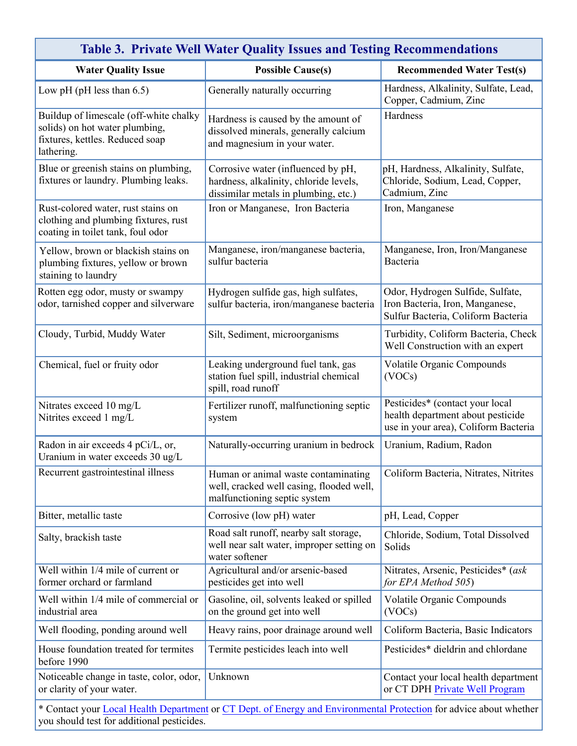**Table 3. Private Well Water Quality Issues and Testing Recommendations**

| Water Quality Issue | Possible Cause(s) | Recommended Water Test(s) |
|---|---|---|
| Low pH (pH less than 6.5) | Generally naturally occurring | Hardness, Alkalinity, Sulfate, Lead, Copper, Cadmium, Zinc |
| Buildup of limescale (off-white chalky solids) on hot water plumbing, fixtures, kettles. Reduced soap lathering. | Hardness is caused by the amount of dissolved minerals, generally calcium and magnesium in your water. | Hardness |
| Blue or greenish stains on plumbing, fixtures or laundry. Plumbing leaks. | Corrosive water (influenced by pH, hardness, alkalinity, chloride levels, dissimilar metals in plumbing, etc.) | pH, Hardness, Alkalinity, Sulfate, Chloride, Sodium, Lead, Copper, Cadmium, Zinc |
| Rust-colored water, rust stains on clothing and plumbing fixtures, rust coating in toilet tank, foul odor | Iron or Manganese, Iron Bacteria | Iron, Manganese |
| Yellow, brown or blackish stains on plumbing fixtures, yellow or brown staining to laundry | Manganese, iron/manganese bacteria, sulfur bacteria | Manganese, Iron, Iron/Manganese Bacteria |
| Rotten egg odor, musty or swampy odor, tarnished copper and silverware | Hydrogen sulfide gas, high sulfates, sulfur bacteria, iron/manganese bacteria | Odor, Hydrogen Sulfide, Sulfate, Iron Bacteria, Iron, Manganese, Sulfur Bacteria, Coliform Bacteria |
| Cloudy, Turbid, Muddy Water | Silt, Sediment, microorganisms | Turbidity, Coliform Bacteria, Check Well Construction with an expert |
| Chemical, fuel or fruity odor | Leaking underground fuel tank, gas station fuel spill, industrial chemical spill, road runoff | Volatile Organic Compounds (VOCs) |
| Nitrates exceed 10 mg/L<br>Nitrites exceed 1 mg/L | Fertilizer runoff, malfunctioning septic system | Pesticides* (contact your local health department about pesticide use in your area), Coliform Bacteria |
| Radon in air exceeds 4 pCi/L, or, Uranium in water exceeds 30 ug/L | Naturally-occurring uranium in bedrock | Uranium, Radium, Radon |
| Recurrent gastrointestinal illness | Human or animal waste contaminating well, cracked well casing, flooded well, malfunctioning septic system | Coliform Bacteria, Nitrates, Nitrites |
| Bitter, metallic taste | Corrosive (low pH) water | pH, Lead, Copper |
| Salty, brackish taste | Road salt runoff, nearby salt storage, well near salt water, improper setting on water softener | Chloride, Sodium, Total Dissolved Solids |
| Well within 1/4 mile of current or former orchard or farmland | Agricultural and/or arsenic-based pesticides get into well | Nitrates, Arsenic, Pesticides* (*ask for EPA Method 505*) |
| Well within 1/4 mile of commercial or industrial area | Gasoline, oil, solvents leaked or spilled on the ground get into well | Volatile Organic Compounds (VOCs) |
| Well flooding, ponding around well | Heavy rains, poor drainage around well | Coliform Bacteria, Basic Indicators |
| House foundation treated for termites before 1990 | Termite pesticides leach into well | Pesticides* dieldrin and chlordane |
| Noticeable change in taste, color, odor, or clarity of your water. | Unknown | Contact your local health department or CT DPH Private Well Program |

\* Contact your Local Health Department or CT Dept. of Energy and Environmental Protection for advice about whether you should test for additional pesticides.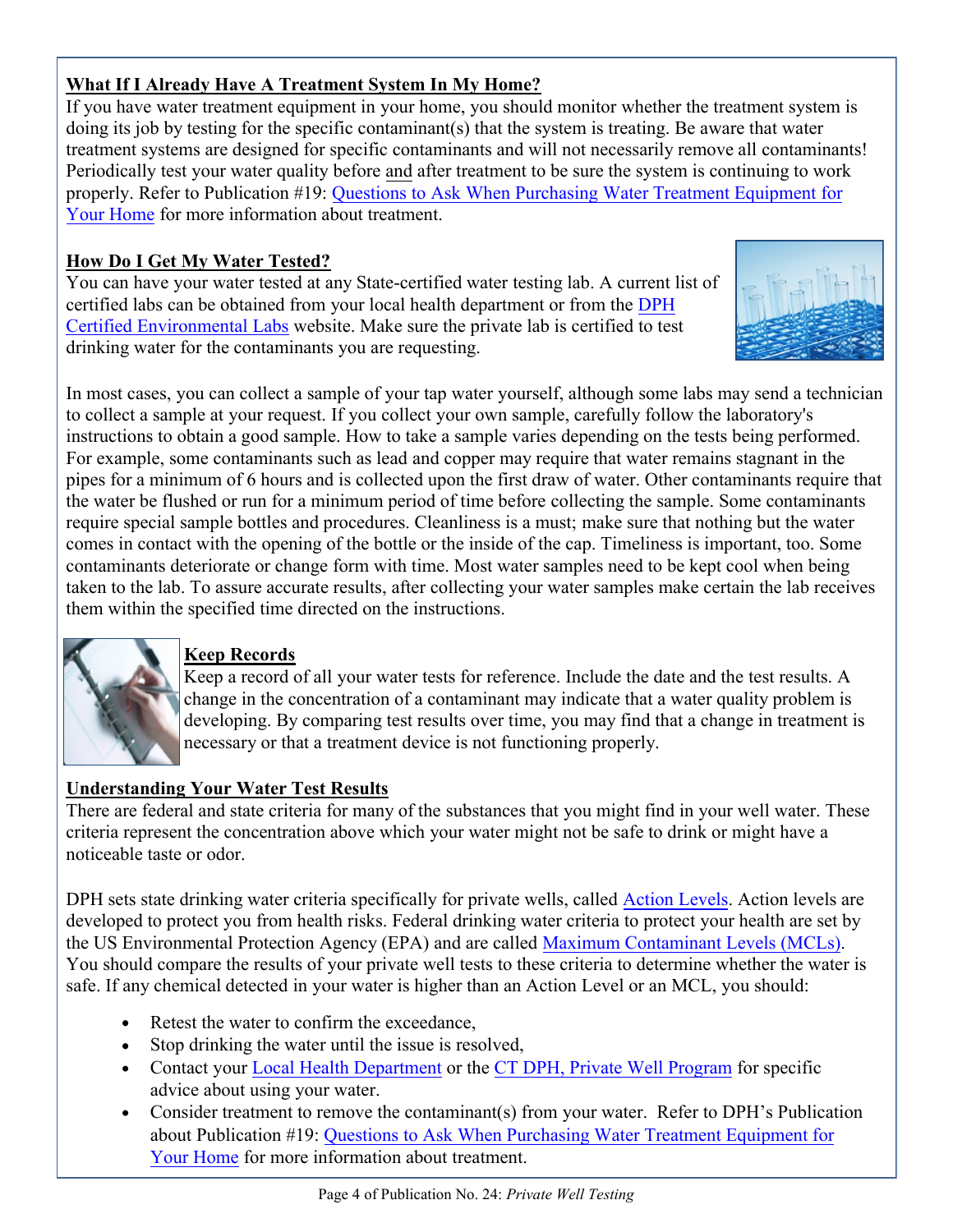## What If I Already Have A Treatment System In My Home?

If you have water treatment equipment in your home, you should monitor whether the treatment system is doing its job by testing for the specific contaminant(s) that the system is treating. Be aware that water treatment systems are designed for specific contaminants and will not necessarily remove all contaminants! Periodically test your water quality before and after treatment to be sure the system is continuing to work properly. Refer to Publication #19: Questions to Ask When Purchasing Water Treatment Equipment for Your Home for more information about treatment.

## How Do I Get My Water Tested?

You can have your water tested at any State-certified water testing lab. A current list of certified labs can be obtained from your local health department or from the DPH Certified Environmental Labs website. Make sure the private lab is certified to test drinking water for the contaminants you are requesting.

In most cases, you can collect a sample of your tap water yourself, although some labs may send a technician to collect a sample at your request. If you collect your own sample, carefully follow the laboratory's instructions to obtain a good sample. How to take a sample varies depending on the tests being performed. For example, some contaminants such as lead and copper may require that water remains stagnant in the pipes for a minimum of 6 hours and is collected upon the first draw of water. Other contaminants require that the water be flushed or run for a minimum period of time before collecting the sample. Some contaminants require special sample bottles and procedures. Cleanliness is a must; make sure that nothing but the water comes in contact with the opening of the bottle or the inside of the cap. Timeliness is important, too. Some contaminants deteriorate or change form with time. Most water samples need to be kept cool when being taken to the lab. To assure accurate results, after collecting your water samples make certain the lab receives them within the specified time directed on the instructions.

## Keep Records

Keep a record of all your water tests for reference. Include the date and the test results. A change in the concentration of a contaminant may indicate that a water quality problem is developing. By comparing test results over time, you may find that a change in treatment is necessary or that a treatment device is not functioning properly.

## Understanding Your Water Test Results

There are federal and state criteria for many of the substances that you might find in your well water. These criteria represent the concentration above which your water might not be safe to drink or might have a noticeable taste or odor.

DPH sets state drinking water criteria specifically for private wells, called Action Levels. Action levels are developed to protect you from health risks. Federal drinking water criteria to protect your health are set by the US Environmental Protection Agency (EPA) and are called Maximum Contaminant Levels (MCLs). You should compare the results of your private well tests to these criteria to determine whether the water is safe. If any chemical detected in your water is higher than an Action Level or an MCL, you should:

- Retest the water to confirm the exceedance,
- Stop drinking the water until the issue is resolved,
- Contact your Local Health Department or the CT DPH, Private Well Program for specific advice about using your water.
- Consider treatment to remove the contaminant(s) from your water. Refer to DPH's Publication about Publication #19: Questions to Ask When Purchasing Water Treatment Equipment for Your Home for more information about treatment.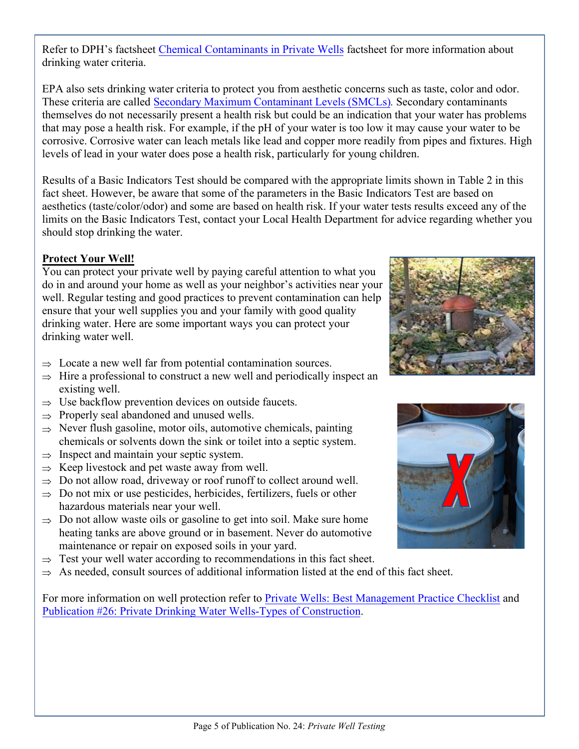Refer to DPH's factsheet Chemical Contaminants in Private Wells factsheet for more information about drinking water criteria.

EPA also sets drinking water criteria to protect you from aesthetic concerns such as taste, color and odor. These criteria are called Secondary Maximum Contaminant Levels (SMCLs). Secondary contaminants themselves do not necessarily present a health risk but could be an indication that your water has problems that may pose a health risk. For example, if the pH of your water is too low it may cause your water to be corrosive. Corrosive water can leach metals like lead and copper more readily from pipes and fixtures. High levels of lead in your water does pose a health risk, particularly for young children.

Results of a Basic Indicators Test should be compared with the appropriate limits shown in Table 2 in this fact sheet. However, be aware that some of the parameters in the Basic Indicators Test are based on aesthetics (taste/color/odor) and some are based on health risk. If your water tests results exceed any of the limits on the Basic Indicators Test, contact your Local Health Department for advice regarding whether you should stop drinking the water.

**Protect Your Well!**

You can protect your private well by paying careful attention to what you do in and around your home as well as your neighbor's activities near your well. Regular testing and good practices to prevent contamination can help ensure that your well supplies you and your family with good quality drinking water. Here are some important ways you can protect your drinking water well.

- ⇒ Locate a new well far from potential contamination sources.
- ⇒ Hire a professional to construct a new well and periodically inspect an existing well.
- ⇒ Use backflow prevention devices on outside faucets.
- ⇒ Properly seal abandoned and unused wells.
- ⇒ Never flush gasoline, motor oils, automotive chemicals, painting chemicals or solvents down the sink or toilet into a septic system.
- ⇒ Inspect and maintain your septic system.
- ⇒ Keep livestock and pet waste away from well.
- ⇒ Do not allow road, driveway or roof runoff to collect around well.
- ⇒ Do not mix or use pesticides, herbicides, fertilizers, fuels or other hazardous materials near your well.
- ⇒ Do not allow waste oils or gasoline to get into soil. Make sure home heating tanks are above ground or in basement. Never do automotive maintenance or repair on exposed soils in your yard.
- ⇒ Test your well water according to recommendations in this fact sheet.
- ⇒ As needed, consult sources of additional information listed at the end of this fact sheet.

For more information on well protection refer to Private Wells: Best Management Practice Checklist and Publication #26: Private Drinking Water Wells-Types of Construction.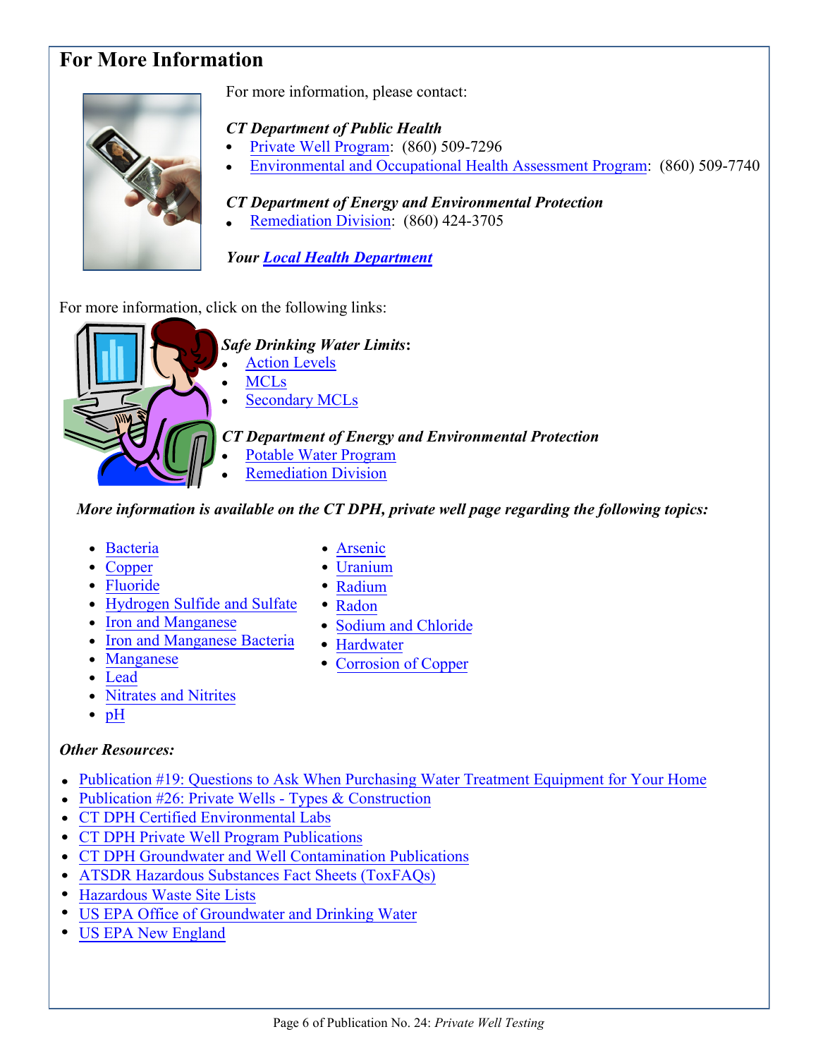## For More Information

For more information, please contact:

***CT Department of Public Health***

- Private Well Program: (860) 509-7296
- Environmental and Occupational Health Assessment Program: (860) 509-7740

***CT Department of Energy and Environmental Protection***

- Remediation Division: (860) 424-3705

***Your Local Health Department***

For more information, click on the following links:

***Safe Drinking Water Limits*:**

- Action Levels
- MCLs
- Secondary MCLs

***CT Department of Energy and Environmental Protection***

- Potable Water Program
- Remediation Division

***More information is available on the CT DPH, private well page regarding the following topics:***

- Bacteria
- Copper
- Fluoride
- Hydrogen Sulfide and Sulfate
- Iron and Manganese
- Iron and Manganese Bacteria
- Manganese
- Lead
- Nitrates and Nitrites
- pH
- Arsenic
- Uranium
- Radium
- Radon
- Sodium and Chloride
- Hardwater
- Corrosion of Copper

***Other Resources:***

- Publication #19: Questions to Ask When Purchasing Water Treatment Equipment for Your Home
- Publication #26: Private Wells - Types & Construction
- CT DPH Certified Environmental Labs
- CT DPH Private Well Program Publications
- CT DPH Groundwater and Well Contamination Publications
- ATSDR Hazardous Substances Fact Sheets (ToxFAQs)
- Hazardous Waste Site Lists
- US EPA Office of Groundwater and Drinking Water
- US EPA New England